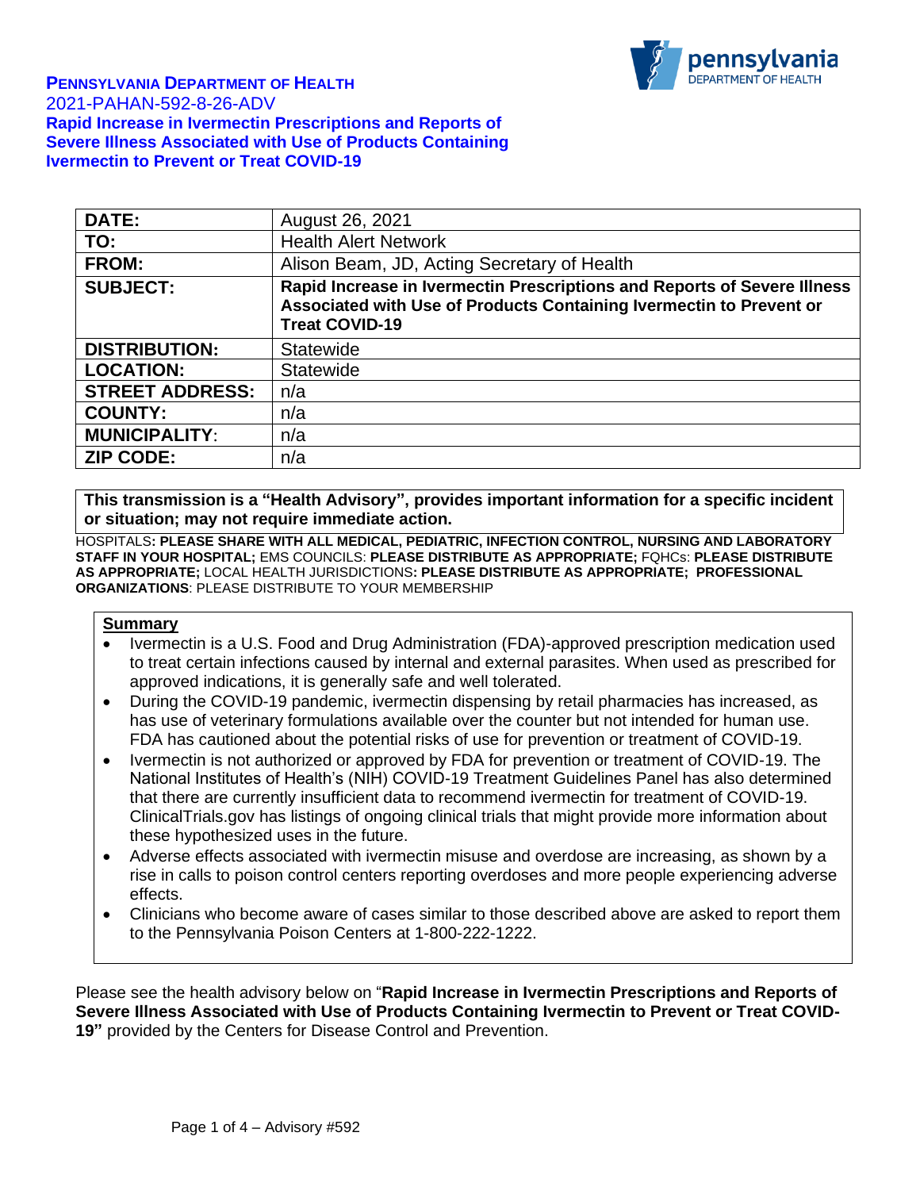**PENNSYLVANIA DEPARTMENT OF HEALTH**
2021-PAHAN-592-8-26-ADV
**Rapid Increase in Ivermectin Prescriptions and Reports of Severe Illness Associated with Use of Products Containing Ivermectin to Prevent or Treat COVID-19**

| **DATE:** | August 26, 2021 |
| --- | --- |
| **TO:** | Health Alert Network |
| **FROM:** | Alison Beam, JD, Acting Secretary of Health |
| **SUBJECT:** | **Rapid Increase in Ivermectin Prescriptions and Reports of Severe Illness Associated with Use of Products Containing Ivermectin to Prevent or Treat COVID-19** |
| **DISTRIBUTION:** | Statewide |
| **LOCATION:** | Statewide |
| **STREET ADDRESS:** | n/a |
| **COUNTY:** | n/a |
| **MUNICIPALITY:** | n/a |
| **ZIP CODE:** | n/a |

**This transmission is a "Health Advisory", provides important information for a specific incident or situation; may not require immediate action.**

HOSPITALS**: PLEASE SHARE WITH ALL MEDICAL, PEDIATRIC, INFECTION CONTROL, NURSING AND LABORATORY STAFF IN YOUR HOSPITAL;** EMS COUNCILS: **PLEASE DISTRIBUTE AS APPROPRIATE;** FQHCs: **PLEASE DISTRIBUTE AS APPROPRIATE;** LOCAL HEALTH JURISDICTIONS**: PLEASE DISTRIBUTE AS APPROPRIATE; PROFESSIONAL ORGANIZATIONS**: PLEASE DISTRIBUTE TO YOUR MEMBERSHIP

**Summary**

- Ivermectin is a U.S. Food and Drug Administration (FDA)-approved prescription medication used to treat certain infections caused by internal and external parasites. When used as prescribed for approved indications, it is generally safe and well tolerated.
- During the COVID-19 pandemic, ivermectin dispensing by retail pharmacies has increased, as has use of veterinary formulations available over the counter but not intended for human use. FDA has cautioned about the potential risks of use for prevention or treatment of COVID-19.
- Ivermectin is not authorized or approved by FDA for prevention or treatment of COVID-19. The National Institutes of Health's (NIH) COVID-19 Treatment Guidelines Panel has also determined that there are currently insufficient data to recommend ivermectin for treatment of COVID-19. ClinicalTrials.gov has listings of ongoing clinical trials that might provide more information about these hypothesized uses in the future.
- Adverse effects associated with ivermectin misuse and overdose are increasing, as shown by a rise in calls to poison control centers reporting overdoses and more people experiencing adverse effects.
- Clinicians who become aware of cases similar to those described above are asked to report them to the Pennsylvania Poison Centers at 1-800-222-1222.

Please see the health advisory below on "**Rapid Increase in Ivermectin Prescriptions and Reports of Severe Illness Associated with Use of Products Containing Ivermectin to Prevent or Treat COVID-19"** provided by the Centers for Disease Control and Prevention.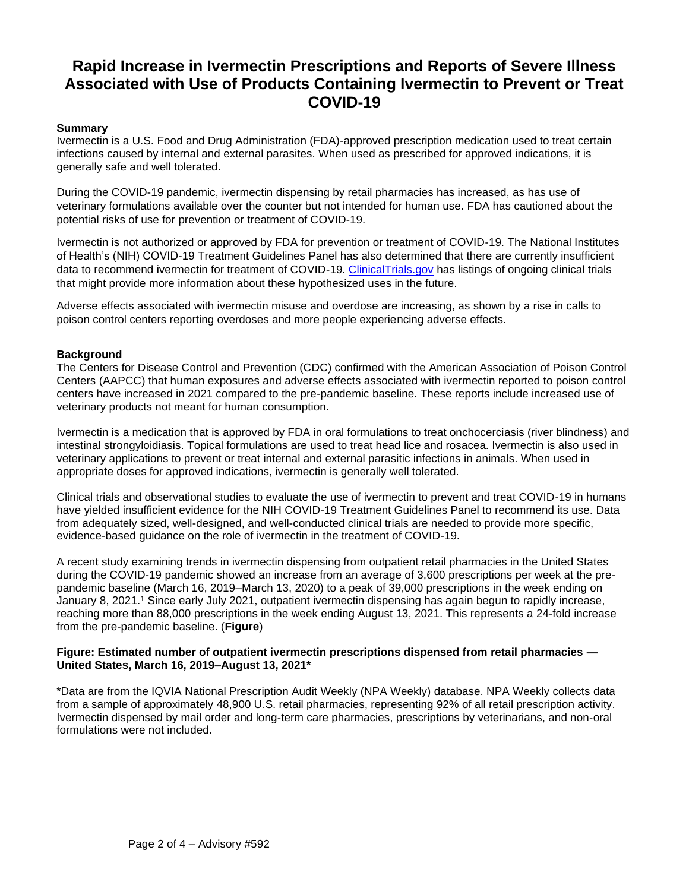# Rapid Increase in Ivermectin Prescriptions and Reports of Severe Illness Associated with Use of Products Containing Ivermectin to Prevent or Treat COVID-19

**Summary**

Ivermectin is a U.S. Food and Drug Administration (FDA)-approved prescription medication used to treat certain infections caused by internal and external parasites. When used as prescribed for approved indications, it is generally safe and well tolerated.

During the COVID-19 pandemic, ivermectin dispensing by retail pharmacies has increased, as has use of veterinary formulations available over the counter but not intended for human use. FDA has cautioned about the potential risks of use for prevention or treatment of COVID-19.

Ivermectin is not authorized or approved by FDA for prevention or treatment of COVID-19. The National Institutes of Health's (NIH) COVID-19 Treatment Guidelines Panel has also determined that there are currently insufficient data to recommend ivermectin for treatment of COVID-19. [ClinicalTrials.gov](ClinicalTrials.gov) has listings of ongoing clinical trials that might provide more information about these hypothesized uses in the future.

Adverse effects associated with ivermectin misuse and overdose are increasing, as shown by a rise in calls to poison control centers reporting overdoses and more people experiencing adverse effects.

**Background**

The Centers for Disease Control and Prevention (CDC) confirmed with the American Association of Poison Control Centers (AAPCC) that human exposures and adverse effects associated with ivermectin reported to poison control centers have increased in 2021 compared to the pre-pandemic baseline. These reports include increased use of veterinary products not meant for human consumption.

Ivermectin is a medication that is approved by FDA in oral formulations to treat onchocerciasis (river blindness) and intestinal strongyloidiasis. Topical formulations are used to treat head lice and rosacea. Ivermectin is also used in veterinary applications to prevent or treat internal and external parasitic infections in animals. When used in appropriate doses for approved indications, ivermectin is generally well tolerated.

Clinical trials and observational studies to evaluate the use of ivermectin to prevent and treat COVID-19 in humans have yielded insufficient evidence for the NIH COVID-19 Treatment Guidelines Panel to recommend its use. Data from adequately sized, well-designed, and well-conducted clinical trials are needed to provide more specific, evidence-based guidance on the role of ivermectin in the treatment of COVID-19.

A recent study examining trends in ivermectin dispensing from outpatient retail pharmacies in the United States during the COVID-19 pandemic showed an increase from an average of 3,600 prescriptions per week at the pre-pandemic baseline (March 16, 2019–March 13, 2020) to a peak of 39,000 prescriptions in the week ending on January 8, 2021.[1] Since early July 2021, outpatient ivermectin dispensing has again begun to rapidly increase, reaching more than 88,000 prescriptions in the week ending August 13, 2021. This represents a 24-fold increase from the pre-pandemic baseline. (**Figure**)

**Figure: Estimated number of outpatient ivermectin prescriptions dispensed from retail pharmacies — United States, March 16, 2019–August 13, 2021***

*Data are from the IQVIA National Prescription Audit Weekly (NPA Weekly) database. NPA Weekly collects data from a sample of approximately 48,900 U.S. retail pharmacies, representing 92% of all retail prescription activity. Ivermectin dispensed by mail order and long-term care pharmacies, prescriptions by veterinarians, and non-oral formulations were not included.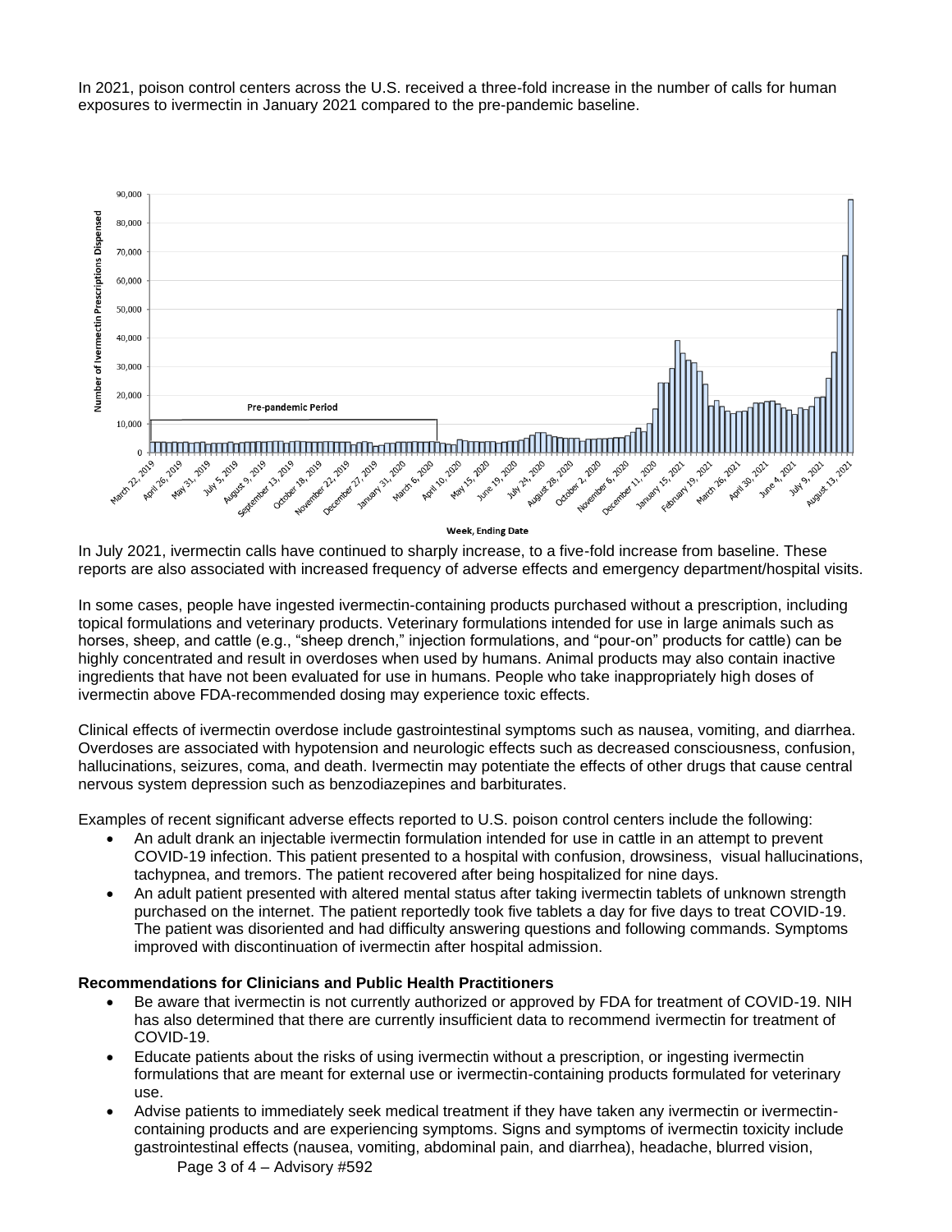In 2021, poison control centers across the U.S. received a three-fold increase in the number of calls for human exposures to ivermectin in January 2021 compared to the pre-pandemic baseline.

In July 2021, ivermectin calls have continued to sharply increase, to a five-fold increase from baseline. These reports are also associated with increased frequency of adverse effects and emergency department/hospital visits.

In some cases, people have ingested ivermectin-containing products purchased without a prescription, including topical formulations and veterinary products. Veterinary formulations intended for use in large animals such as horses, sheep, and cattle (e.g., "sheep drench," injection formulations, and "pour-on" products for cattle) can be highly concentrated and result in overdoses when used by humans. Animal products may also contain inactive ingredients that have not been evaluated for use in humans. People who take inappropriately high doses of ivermectin above FDA-recommended dosing may experience toxic effects.

Clinical effects of ivermectin overdose include gastrointestinal symptoms such as nausea, vomiting, and diarrhea. Overdoses are associated with hypotension and neurologic effects such as decreased consciousness, confusion, hallucinations, seizures, coma, and death. Ivermectin may potentiate the effects of other drugs that cause central nervous system depression such as benzodiazepines and barbiturates.

Examples of recent significant adverse effects reported to U.S. poison control centers include the following:

- An adult drank an injectable ivermectin formulation intended for use in cattle in an attempt to prevent COVID-19 infection. This patient presented to a hospital with confusion, drowsiness, visual hallucinations, tachypnea, and tremors. The patient recovered after being hospitalized for nine days.
- An adult patient presented with altered mental status after taking ivermectin tablets of unknown strength purchased on the internet. The patient reportedly took five tablets a day for five days to treat COVID-19. The patient was disoriented and had difficulty answering questions and following commands. Symptoms improved with discontinuation of ivermectin after hospital admission.

**Recommendations for Clinicians and Public Health Practitioners**

- Be aware that ivermectin is not currently authorized or approved by FDA for treatment of COVID-19. NIH has also determined that there are currently insufficient data to recommend ivermectin for treatment of COVID-19.
- Educate patients about the risks of using ivermectin without a prescription, or ingesting ivermectin formulations that are meant for external use or ivermectin-containing products formulated for veterinary use.
- Advise patients to immediately seek medical treatment if they have taken any ivermectin or ivermectin-containing products and are experiencing symptoms. Signs and symptoms of ivermectin toxicity include gastrointestinal effects (nausea, vomiting, abdominal pain, and diarrhea), headache, blurred vision,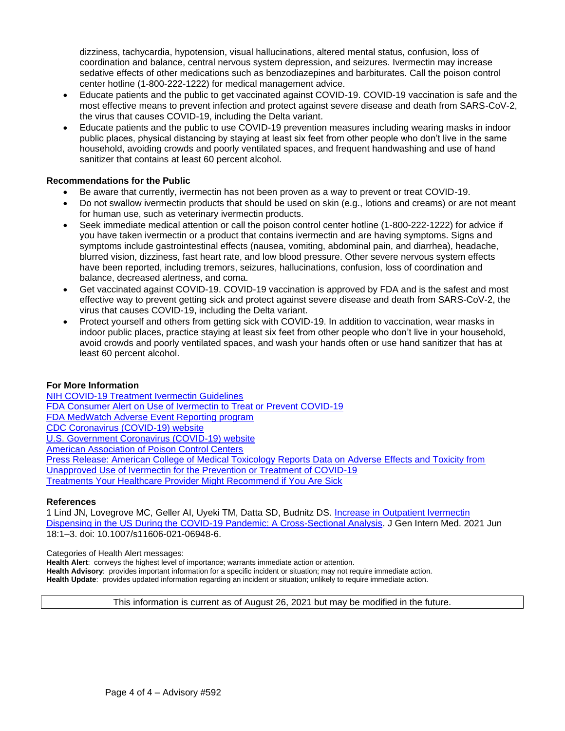dizziness, tachycardia, hypotension, visual hallucinations, altered mental status, confusion, loss of coordination and balance, central nervous system depression, and seizures. Ivermectin may increase sedative effects of other medications such as benzodiazepines and barbiturates. Call the poison control center hotline (1-800-222-1222) for medical management advice.

- Educate patients and the public to get vaccinated against COVID-19. COVID-19 vaccination is safe and the most effective means to prevent infection and protect against severe disease and death from SARS-CoV-2, the virus that causes COVID-19, including the Delta variant.
- Educate patients and the public to use COVID-19 prevention measures including wearing masks in indoor public places, physical distancing by staying at least six feet from other people who don't live in the same household, avoiding crowds and poorly ventilated spaces, and frequent handwashing and use of hand sanitizer that contains at least 60 percent alcohol.

**Recommendations for the Public**

- Be aware that currently, ivermectin has not been proven as a way to prevent or treat COVID-19.
- Do not swallow ivermectin products that should be used on skin (e.g., lotions and creams) or are not meant for human use, such as veterinary ivermectin products.
- Seek immediate medical attention or call the poison control center hotline (1-800-222-1222) for advice if you have taken ivermectin or a product that contains ivermectin and are having symptoms. Signs and symptoms include gastrointestinal effects (nausea, vomiting, abdominal pain, and diarrhea), headache, blurred vision, dizziness, fast heart rate, and low blood pressure. Other severe nervous system effects have been reported, including tremors, seizures, hallucinations, confusion, loss of coordination and balance, decreased alertness, and coma.
- Get vaccinated against COVID-19. COVID-19 vaccination is approved by FDA and is the safest and most effective way to prevent getting sick and protect against severe disease and death from SARS-CoV-2, the virus that causes COVID-19, including the Delta variant.
- Protect yourself and others from getting sick with COVID-19. In addition to vaccination, wear masks in indoor public places, practice staying at least six feet from other people who don't live in your household, avoid crowds and poorly ventilated spaces, and wash your hands often or use hand sanitizer that has at least 60 percent alcohol.

**For More Information**

NIH COVID-19 Treatment Ivermectin Guidelines
FDA Consumer Alert on Use of Ivermectin to Treat or Prevent COVID-19
FDA MedWatch Adverse Event Reporting program
CDC Coronavirus (COVID-19) website
U.S. Government Coronavirus (COVID-19) website
American Association of Poison Control Centers
Press Release: American College of Medical Toxicology Reports Data on Adverse Effects and Toxicity from Unapproved Use of Ivermectin for the Prevention or Treatment of COVID-19
Treatments Your Healthcare Provider Might Recommend if You Are Sick

**References**

1 Lind JN, Lovegrove MC, Geller AI, Uyeki TM, Datta SD, Budnitz DS. Increase in Outpatient Ivermectin Dispensing in the US During the COVID-19 Pandemic: A Cross-Sectional Analysis. J Gen Intern Med. 2021 Jun 18:1–3. doi: 10.1007/s11606-021-06948-6.

Categories of Health Alert messages:
**Health Alert**: conveys the highest level of importance; warrants immediate action or attention.
**Health Advisory**: provides important information for a specific incident or situation; may not require immediate action.
**Health Update**: provides updated information regarding an incident or situation; unlikely to require immediate action.

This information is current as of August 26, 2021 but may be modified in the future.